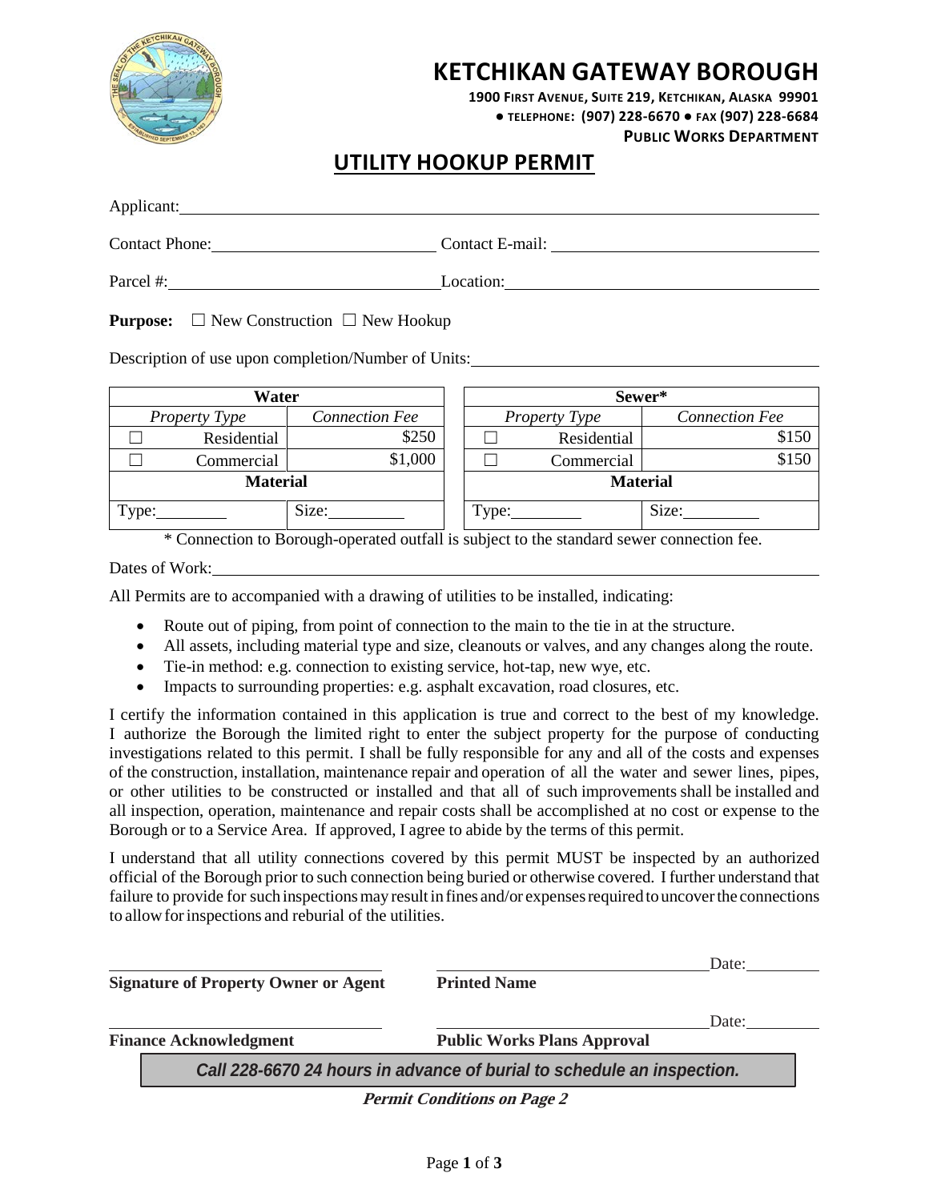# KETCHIKAN GATEWAY BOROUGH

**1900 First Avenue, Suite 219, Ketchikan, Alaska 99901**
**● Telephone: (907) 228-6670 ● Fax (907) 228-6684**
**Public Works Department**

## UTILITY HOOKUP PERMIT

Applicant: \_\_\_\_\_\_\_\_\_\_\_\_\_\_\_\_\_\_\_\_\_\_\_\_\_\_\_\_\_\_\_\_\_\_\_\_\_\_\_\_

Contact Phone: \_\_\_\_\_\_\_\_\_\_\_\_\_\_\_\_\_\_\_\_ Contact E-mail: \_\_\_\_\_\_\_\_\_\_\_\_\_\_\_\_\_\_\_\_

Parcel #: \_\_\_\_\_\_\_\_\_\_\_\_\_\_\_\_\_\_\_\_ Location: \_\_\_\_\_\_\_\_\_\_\_\_\_\_\_\_\_\_\_\_

**Purpose:** ☐ New Construction ☐ New Hookup

Description of use upon completion/Number of Units: \_\_\_\_\_\_\_\_\_\_\_\_\_\_\_\_\_\_\_\_

| Water | |
|---|---|
| *Property Type* | *Connection Fee* |
| ☐ Residential | $250 |
| ☐ Commercial | $1,000 |
| **Material** | |
| Type: \_\_\_\_\_\_\_\_ | Size: \_\_\_\_\_\_\_\_ |

| Sewer* | |
|---|---|
| *Property Type* | *Connection Fee* |
| ☐ Residential | $150 |
| ☐ Commercial | $150 |
| **Material** | |
| Type: \_\_\_\_\_\_\_\_ | Size: \_\_\_\_\_\_\_\_ |

\* Connection to Borough-operated outfall is subject to the standard sewer connection fee.

Dates of Work: \_\_\_\_\_\_\_\_\_\_\_\_\_\_\_\_\_\_\_\_\_\_\_\_\_\_\_\_\_\_\_\_\_\_\_\_\_\_\_\_

All Permits are to accompanied with a drawing of utilities to be installed, indicating:

- Route out of piping, from point of connection to the main to the tie in at the structure.
- All assets, including material type and size, cleanouts or valves, and any changes along the route.
- Tie-in method: e.g. connection to existing service, hot-tap, new wye, etc.
- Impacts to surrounding properties: e.g. asphalt excavation, road closures, etc.

I certify the information contained in this application is true and correct to the best of my knowledge. I authorize the Borough the limited right to enter the subject property for the purpose of conducting investigations related to this permit. I shall be fully responsible for any and all of the costs and expenses of the construction, installation, maintenance repair and operation of all the water and sewer lines, pipes, or other utilities to be constructed or installed and that all of such improvements shall be installed and all inspection, operation, maintenance and repair costs shall be accomplished at no cost or expense to the Borough or to a Service Area. If approved, I agree to abide by the terms of this permit.

I understand that all utility connections covered by this permit MUST be inspected by an authorized official of the Borough prior to such connection being buried or otherwise covered. I further understand that failure to provide for such inspections may result in fines and/or expenses required to uncover the connections to allow for inspections and reburial of the utilities.

\_\_\_\_\_\_\_\_\_\_\_\_\_\_\_\_\_\_\_\_ \_\_\_\_\_\_\_\_\_\_\_\_\_\_\_\_\_\_\_\_ Date: \_\_\_\_\_\_\_\_

**Signature of Property Owner or Agent** **Printed Name**

\_\_\_\_\_\_\_\_\_\_\_\_\_\_\_\_\_\_\_\_ \_\_\_\_\_\_\_\_\_\_\_\_\_\_\_\_\_\_\_\_ Date: \_\_\_\_\_\_\_\_

**Finance Acknowledgment** **Public Works Plans Approval**

***Call 228-6670 24 hours in advance of burial to schedule an inspection.***

***Permit Conditions on Page 2***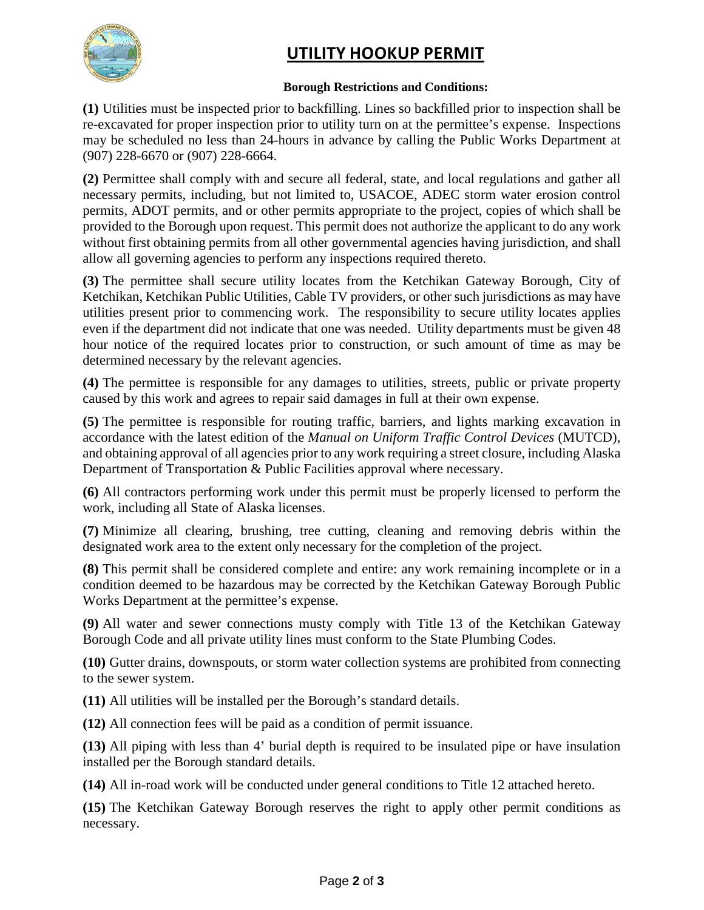# UTILITY HOOKUP PERMIT

**Borough Restrictions and Conditions:**

**(1)** Utilities must be inspected prior to backfilling. Lines so backfilled prior to inspection shall be re-excavated for proper inspection prior to utility turn on at the permittee's expense. Inspections may be scheduled no less than 24-hours in advance by calling the Public Works Department at (907) 228-6670 or (907) 228-6664.

**(2)** Permittee shall comply with and secure all federal, state, and local regulations and gather all necessary permits, including, but not limited to, USACOE, ADEC storm water erosion control permits, ADOT permits, and or other permits appropriate to the project, copies of which shall be provided to the Borough upon request. This permit does not authorize the applicant to do any work without first obtaining permits from all other governmental agencies having jurisdiction, and shall allow all governing agencies to perform any inspections required thereto.

**(3)** The permittee shall secure utility locates from the Ketchikan Gateway Borough, City of Ketchikan, Ketchikan Public Utilities, Cable TV providers, or other such jurisdictions as may have utilities present prior to commencing work. The responsibility to secure utility locates applies even if the department did not indicate that one was needed. Utility departments must be given 48 hour notice of the required locates prior to construction, or such amount of time as may be determined necessary by the relevant agencies.

**(4)** The permittee is responsible for any damages to utilities, streets, public or private property caused by this work and agrees to repair said damages in full at their own expense.

**(5)** The permittee is responsible for routing traffic, barriers, and lights marking excavation in accordance with the latest edition of the *Manual on Uniform Traffic Control Devices* (MUTCD), and obtaining approval of all agencies prior to any work requiring a street closure, including Alaska Department of Transportation & Public Facilities approval where necessary.

**(6)** All contractors performing work under this permit must be properly licensed to perform the work, including all State of Alaska licenses.

**(7)** Minimize all clearing, brushing, tree cutting, cleaning and removing debris within the designated work area to the extent only necessary for the completion of the project.

**(8)** This permit shall be considered complete and entire: any work remaining incomplete or in a condition deemed to be hazardous may be corrected by the Ketchikan Gateway Borough Public Works Department at the permittee's expense.

**(9)** All water and sewer connections musty comply with Title 13 of the Ketchikan Gateway Borough Code and all private utility lines must conform to the State Plumbing Codes.

**(10)** Gutter drains, downspouts, or storm water collection systems are prohibited from connecting to the sewer system.

**(11)** All utilities will be installed per the Borough's standard details.

**(12)** All connection fees will be paid as a condition of permit issuance.

**(13)** All piping with less than 4' burial depth is required to be insulated pipe or have insulation installed per the Borough standard details.

**(14)** All in-road work will be conducted under general conditions to Title 12 attached hereto.

**(15)** The Ketchikan Gateway Borough reserves the right to apply other permit conditions as necessary.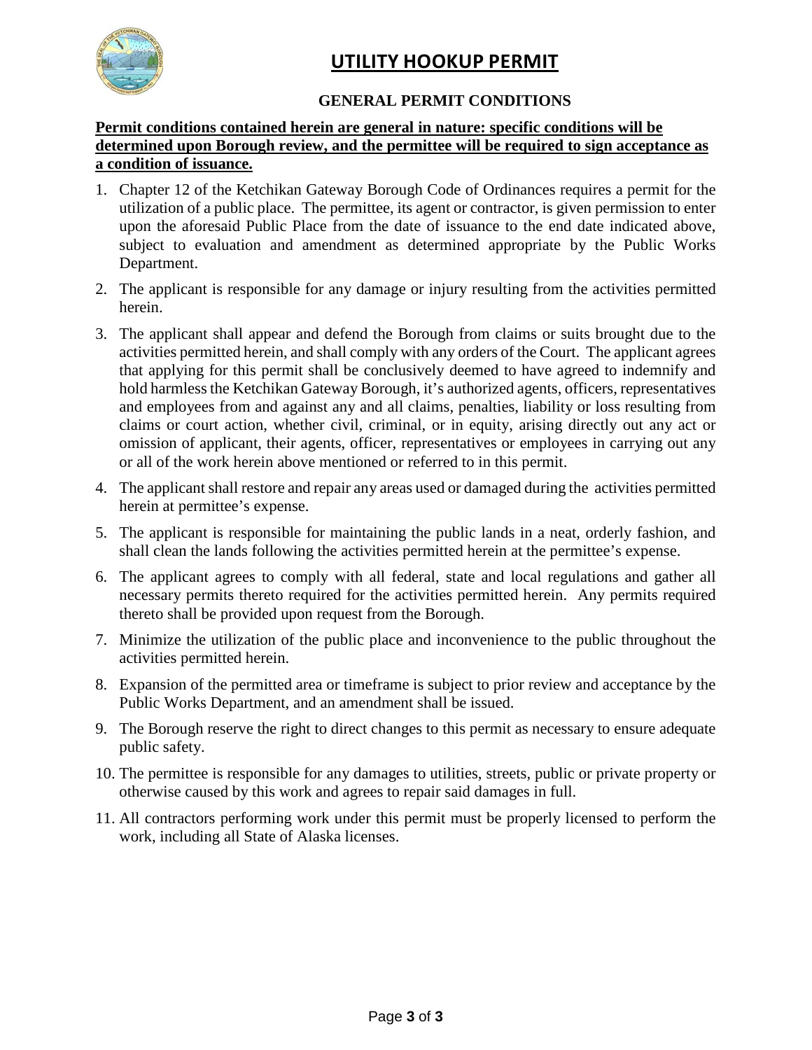# UTILITY HOOKUP PERMIT

## GENERAL PERMIT CONDITIONS

**Permit conditions contained herein are general in nature: specific conditions will be determined upon Borough review, and the permittee will be required to sign acceptance as a condition of issuance.**

1. Chapter 12 of the Ketchikan Gateway Borough Code of Ordinances requires a permit for the utilization of a public place. The permittee, its agent or contractor, is given permission to enter upon the aforesaid Public Place from the date of issuance to the end date indicated above, subject to evaluation and amendment as determined appropriate by the Public Works Department.
2. The applicant is responsible for any damage or injury resulting from the activities permitted herein.
3. The applicant shall appear and defend the Borough from claims or suits brought due to the activities permitted herein, and shall comply with any orders of the Court. The applicant agrees that applying for this permit shall be conclusively deemed to have agreed to indemnify and hold harmless the Ketchikan Gateway Borough, it's authorized agents, officers, representatives and employees from and against any and all claims, penalties, liability or loss resulting from claims or court action, whether civil, criminal, or in equity, arising directly out any act or omission of applicant, their agents, officer, representatives or employees in carrying out any or all of the work herein above mentioned or referred to in this permit.
4. The applicant shall restore and repair any areas used or damaged during the activities permitted herein at permittee's expense.
5. The applicant is responsible for maintaining the public lands in a neat, orderly fashion, and shall clean the lands following the activities permitted herein at the permittee's expense.
6. The applicant agrees to comply with all federal, state and local regulations and gather all necessary permits thereto required for the activities permitted herein. Any permits required thereto shall be provided upon request from the Borough.
7. Minimize the utilization of the public place and inconvenience to the public throughout the activities permitted herein.
8. Expansion of the permitted area or timeframe is subject to prior review and acceptance by the Public Works Department, and an amendment shall be issued.
9. The Borough reserve the right to direct changes to this permit as necessary to ensure adequate public safety.
10. The permittee is responsible for any damages to utilities, streets, public or private property or otherwise caused by this work and agrees to repair said damages in full.
11. All contractors performing work under this permit must be properly licensed to perform the work, including all State of Alaska licenses.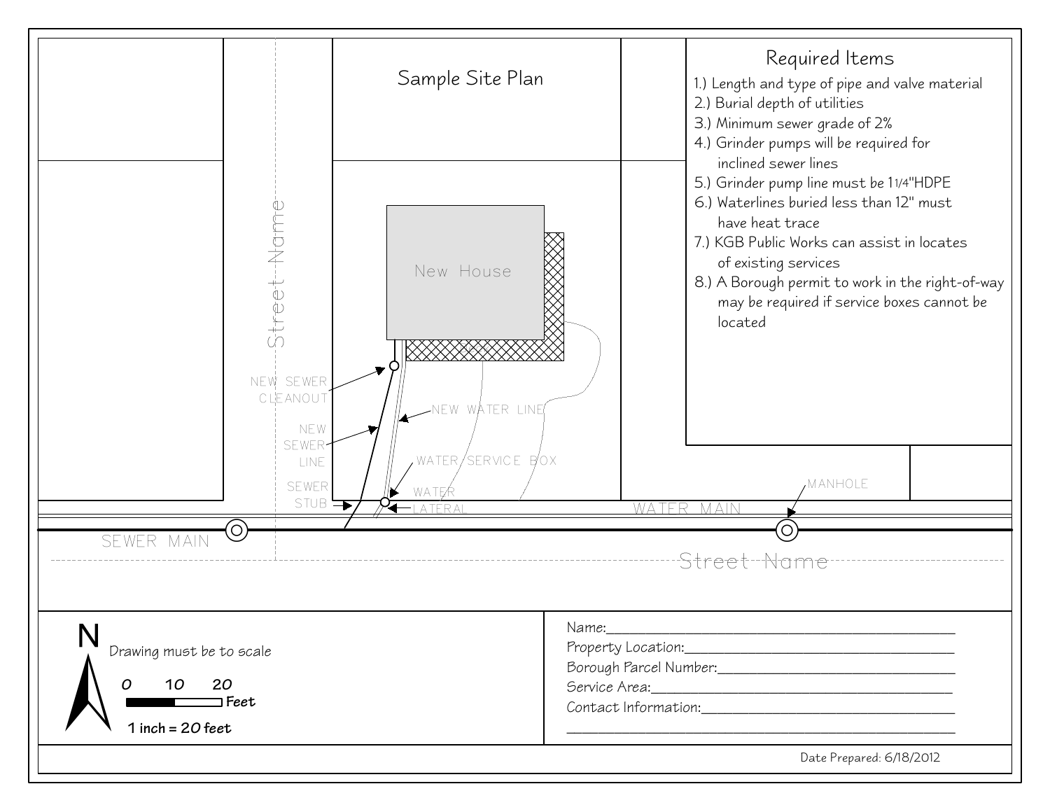# Sample Site Plan

## Required Items

1.) Length and type of pipe and valve material
2.) Burial depth of utilities
3.) Minimum sewer grade of 2%
4.) Grinder pumps will be required for inclined sewer lines
5.) Grinder pump line must be 1 1/4"HDPE
6.) Waterlines buried less than 12" must have heat trace
7.) KGB Public Works can assist in locates of existing services
8.) A Borough permit to work in the right-of-way may be required if service boxes cannot be located

Street Name

New House

NEW SEWER CLEANOUT

NEW WATER LINE

NEW SEWER LINE

WATER SERVICE BOX

SEWER STUB

WATER LATERAL

MANHOLE

WATER MAIN

SEWER MAIN

Street Name

N

Drawing must be to scale

0 10 20 **Feet**

**1 inch = 20 feet**

Name:\_\_\_\_\_\_\_\_\_\_\_\_\_\_\_\_\_\_\_\_\_\_\_\_\_\_\_\_\_\_\_\_\_\_\_\_\_\_\_\_

Property Location:\_\_\_\_\_\_\_\_\_\_\_\_\_\_\_\_\_\_\_\_\_\_\_\_\_\_\_\_\_\_\_\_

Borough Parcel Number:\_\_\_\_\_\_\_\_\_\_\_\_\_\_\_\_\_\_\_\_\_\_\_\_\_\_\_\_

Service Area:\_\_\_\_\_\_\_\_\_\_\_\_\_\_\_\_\_\_\_\_\_\_\_\_\_\_\_\_\_\_\_\_\_\_\_\_

Contact Information:\_\_\_\_\_\_\_\_\_\_\_\_\_\_\_\_\_\_\_\_\_\_\_\_\_\_\_\_\_\_\_

\_\_\_\_\_\_\_\_\_\_\_\_\_\_\_\_\_\_\_\_\_\_\_\_\_\_\_\_\_\_\_\_\_\_\_\_\_\_\_\_\_\_\_\_\_\_\_\_

Date Prepared: 6/18/2012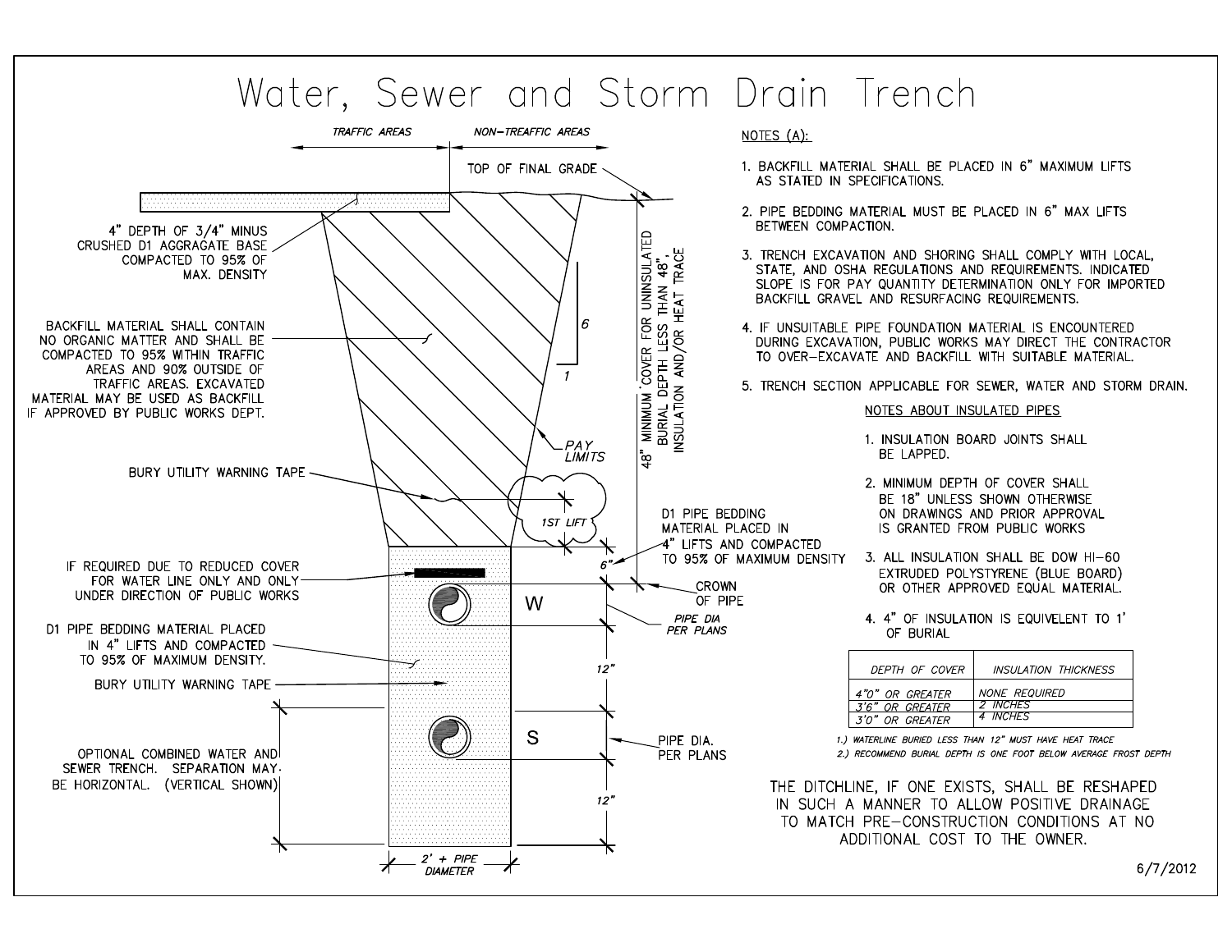# Water, Sewer and Storm Drain Trench

TRAFFIC AREAS | NON–TREAFFIC AREAS

TOP OF FINAL GRADE

4" DEPTH OF 3/4" MINUS CRUSHED D1 AGGRAGATE BASE COMPACTED TO 95% OF MAX. DENSITY

BACKFILL MATERIAL SHALL CONTAIN NO ORGANIC MATTER AND SHALL BE COMPACTED TO 95% WITHIN TRAFFIC AREAS AND 90% OUTSIDE OF TRAFFIC AREAS. EXCAVATED MATERIAL MAY BE USED AS BACKFILL IF APPROVED BY PUBLIC WORKS DEPT.

6

1

PAY LIMITS

48" MINIMUM COVER FOR UNINSULATED BURIAL DEPTH LESS THAN 48", INSULATION AND/OR HEAT TRACE

BURY UTILITY WARNING TAPE

1ST LIFT

D1 PIPE BEDDING MATERIAL PLACED IN 4" LIFTS AND COMPACTED TO 95% OF MAXIMUM DENSITY

6"

IF REQUIRED DUE TO REDUCED COVER FOR WATER LINE ONLY AND ONLY UNDER DIRECTION OF PUBLIC WORKS

CROWN OF PIPE

W

PIPE DIA PER PLANS

D1 PIPE BEDDING MATERIAL PLACED IN 4" LIFTS AND COMPACTED TO 95% OF MAXIMUM DENSITY.

12"

BURY UTILITY WARNING TAPE

S

PIPE DIA. PER PLANS

OPTIONAL COMBINED WATER AND SEWER TRENCH. SEPARATION MAY BE HORIZONTAL. (VERTICAL SHOWN)

12"

2' + PIPE DIAMETER

NOTES (A):

1. BACKFILL MATERIAL SHALL BE PLACED IN 6" MAXIMUM LIFTS AS STATED IN SPECIFICATIONS.
2. PIPE BEDDING MATERIAL MUST BE PLACED IN 6" MAX LIFTS BETWEEN COMPACTION.
3. TRENCH EXCAVATION AND SHORING SHALL COMPLY WITH LOCAL, STATE, AND OSHA REGULATIONS AND REQUIREMENTS. INDICATED SLOPE IS FOR PAY QUANTITY DETERMINATION ONLY FOR IMPORTED BACKFILL GRAVEL AND RESURFACING REQUIREMENTS.
4. IF UNSUITABLE PIPE FOUNDATION MATERIAL IS ENCOUNTERED DURING EXCAVATION, PUBLIC WORKS MAY DIRECT THE CONTRACTOR TO OVER–EXCAVATE AND BACKFILL WITH SUITABLE MATERIAL.
5. TRENCH SECTION APPLICABLE FOR SEWER, WATER AND STORM DRAIN.

NOTES ABOUT INSULATED PIPES

1. INSULATION BOARD JOINTS SHALL BE LAPPED.
2. MINIMUM DEPTH OF COVER SHALL BE 18" UNLESS SHOWN OTHERWISE ON DRAWINGS AND PRIOR APPROVAL IS GRANTED FROM PUBLIC WORKS
3. ALL INSULATION SHALL BE DOW HI–60 EXTRUDED POLYSTYRENE (BLUE BOARD) OR OTHER APPROVED EQUAL MATERIAL.
4. 4" OF INSULATION IS EQUIVELENT TO 1' OF BURIAL

| DEPTH OF COVER | INSULATION THICKNESS |
|---|---|
| 4'0" OR GREATER | NONE REQUIRED |
| 3'6" OR GREATER | 2 INCHES |
| 3'0" OR GREATER | 4 INCHES |

1.) WATERLINE BURIED LESS THAN 12" MUST HAVE HEAT TRACE

2.) RECOMMEND BURIAL DEPTH IS ONE FOOT BELOW AVERAGE FROST DEPTH

THE DITCHLINE, IF ONE EXISTS, SHALL BE RESHAPED IN SUCH A MANNER TO ALLOW POSITIVE DRAINAGE TO MATCH PRE–CONSTRUCTION CONDITIONS AT NO ADDITIONAL COST TO THE OWNER.

6/7/2012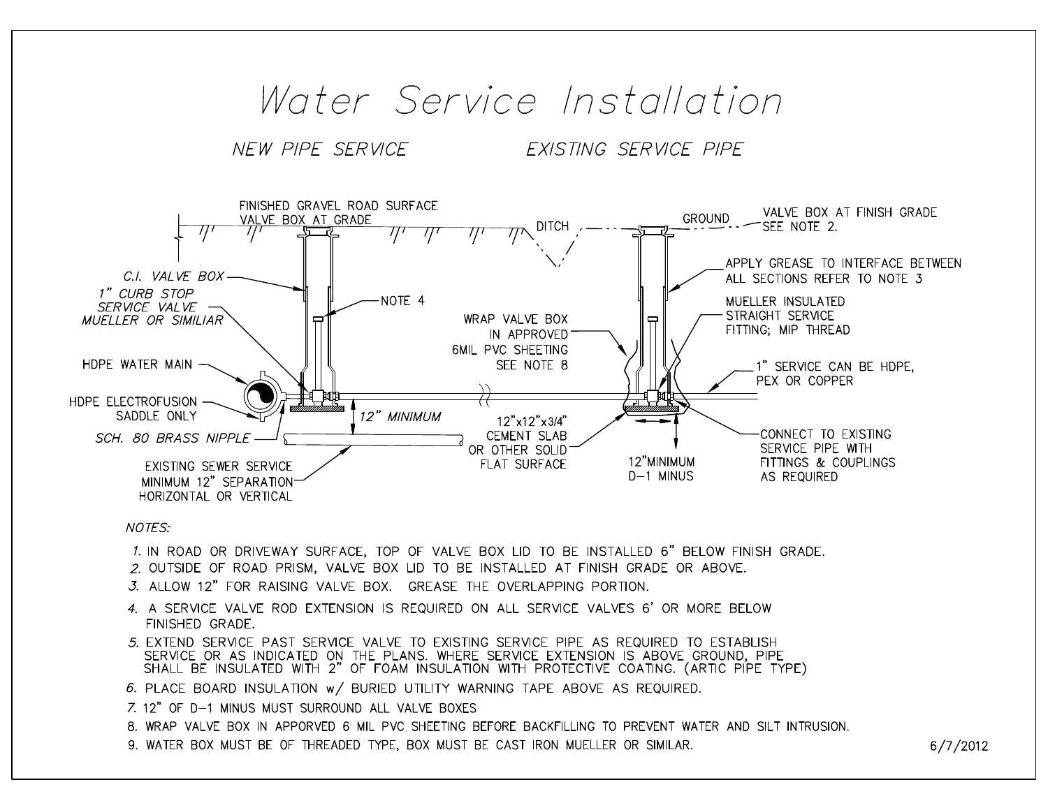# Water Service Installation

NEW PIPE SERVICE

EXISTING SERVICE PIPE

FINISHED GRAVEL ROAD SURFACE
VALVE BOX AT GRADE

DITCH

GROUND

VALVE BOX AT FINISH GRADE
SEE NOTE 2.

C.I. VALVE BOX

1" CURB STOP
SERVICE VALVE
MUELLER OR SIMILIAR

NOTE 4

APPLY GREASE TO INTERFACE BETWEEN
ALL SECTIONS REFER TO NOTE 3

MUELLER INSULATED
STRAIGHT SERVICE
FITTING; MIP THREAD

WRAP VALVE BOX
IN APPROVED
6MIL PVC SHEETING
SEE NOTE 8

HDPE WATER MAIN

1" SERVICE CAN BE HDPE,
PEX OR COPPER

HDPE ELECTROFUSION
SADDLE ONLY

12" MINIMUM

SCH. 80 BRASS NIPPLE

12"x12"x3/4"
CEMENT SLAB
OR OTHER SOLID
FLAT SURFACE

12"MINIMUM
D-1 MINUS

CONNECT TO EXISTING
SERVICE PIPE WITH
FITTINGS & COUPLINGS
AS REQUIRED

EXISTING SEWER SERVICE
MINIMUM 12" SEPARATION
HORIZONTAL OR VERTICAL

*NOTES:*

1. IN ROAD OR DRIVEWAY SURFACE, TOP OF VALVE BOX LID TO BE INSTALLED 6" BELOW FINISH GRADE.
2. OUTSIDE OF ROAD PRISM, VALVE BOX LID TO BE INSTALLED AT FINISH GRADE OR ABOVE.
3. ALLOW 12" FOR RAISING VALVE BOX. GREASE THE OVERLAPPING PORTION.
4. A SERVICE VALVE ROD EXTENSION IS REQUIRED ON ALL SERVICE VALVES 6' OR MORE BELOW FINISHED GRADE.
5. EXTEND SERVICE PAST SERVICE VALVE TO EXISTING SERVICE PIPE AS REQUIRED TO ESTABLISH SERVICE OR AS INDICATED ON THE PLANS. WHERE SERVICE EXTENSION IS ABOVE GROUND, PIPE SHALL BE INSULATED WITH 2" OF FOAM INSULATION WITH PROTECTIVE COATING. (ARTIC PIPE TYPE)
6. PLACE BOARD INSULATION w/ BURIED UTILITY WARNING TAPE ABOVE AS REQUIRED.
7. 12" OF D-1 MINUS MUST SURROUND ALL VALVE BOXES
8. WRAP VALVE BOX IN APPORVED 6 MIL PVC SHEETING BEFORE BACKFILLING TO PREVENT WATER AND SILT INTRUSION.
9. WATER BOX MUST BE OF THREADED TYPE, BOX MUST BE CAST IRON MUELLER OR SIMILAR.

6/7/2012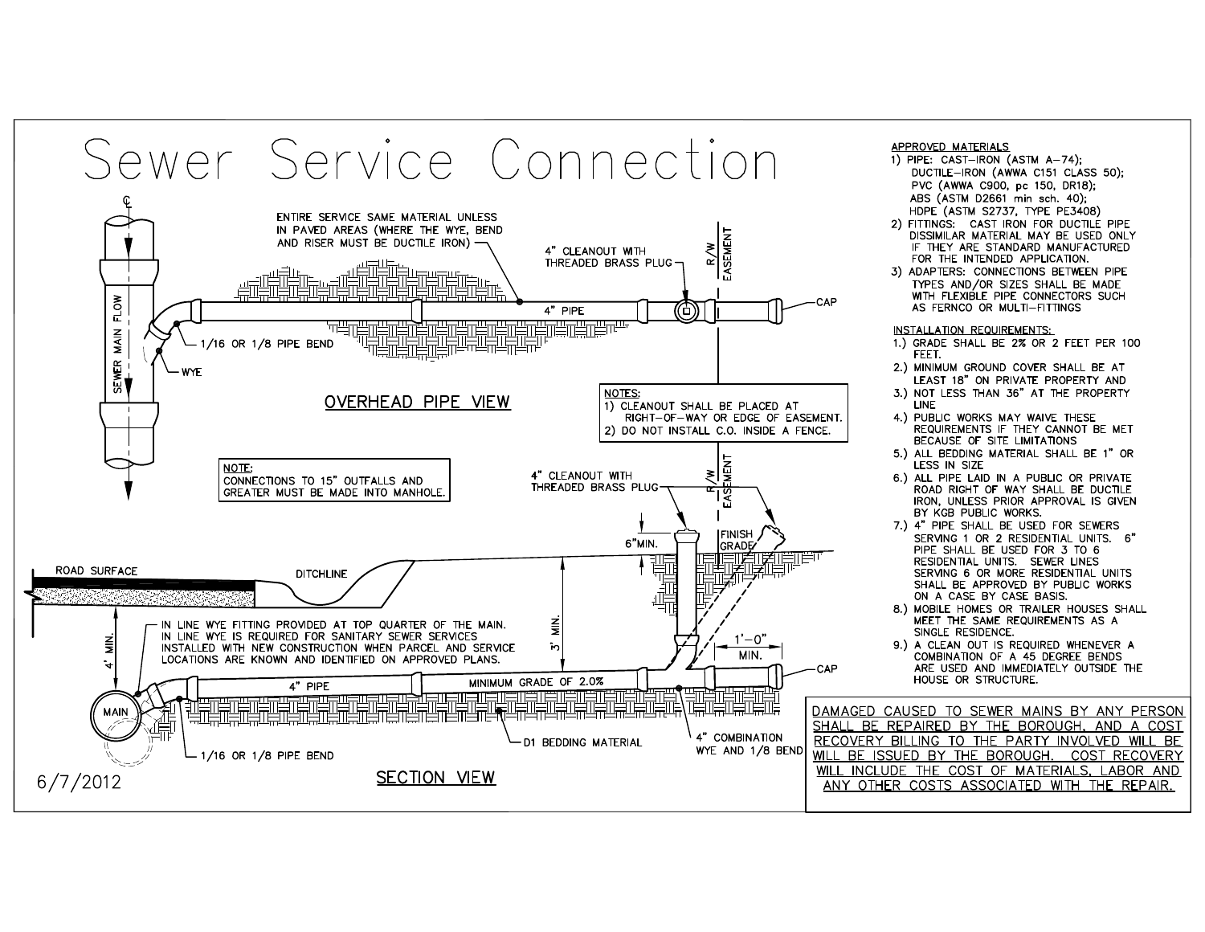# Sewer Service Connection

## OVERHEAD PIPE VIEW

℄

SEWER MAIN FLOW

ENTIRE SERVICE SAME MATERIAL UNLESS IN PAVED AREAS (WHERE THE WYE, BEND AND RISER MUST BE DUCTILE IRON)

4" CLEANOUT WITH THREADED BRASS PLUG

R/W EASEMENT

4" PIPE

CAP

1/16 OR 1/8 PIPE BEND

WYE

NOTES:
1) CLEANOUT SHALL BE PLACED AT RIGHT-OF-WAY OR EDGE OF EASEMENT.
2) DO NOT INSTALL C.O. INSIDE A FENCE.

NOTE:
CONNECTIONS TO 15" OUTFALLS AND GREATER MUST BE MADE INTO MANHOLE.

## SECTION VIEW

4" CLEANOUT WITH THREADED BRASS PLUG

R/W EASEMENT

6" MIN.

FINISH GRADE

ROAD SURFACE

DITCHLINE

4' MIN.

3' MIN.

1'-0" MIN.

IN LINE WYE FITTING PROVIDED AT TOP QUARTER OF THE MAIN. IN LINE WYE IS REQUIRED FOR SANITARY SEWER SERVICES INSTALLED WITH NEW CONSTRUCTION WHEN PARCEL AND SERVICE LOCATIONS ARE KNOWN AND IDENTIFIED ON APPROVED PLANS.

MAIN

4" PIPE

MINIMUM GRADE OF 2.0%

CAP

1/16 OR 1/8 PIPE BEND

D1 BEDDING MATERIAL

4" COMBINATION WYE AND 1/8 BEND

6/7/2012

### APPROVED MATERIALS

1) PIPE: CAST-IRON (ASTM A-74); DUCTILE-IRON (AWWA C151 CLASS 50); PVC (AWWA C900, pc 150, DR18); ABS (ASTM D2661 min sch. 40); HDPE (ASTM S2737, TYPE PE3408)
2) FITTINGS: CAST IRON FOR DUCTILE PIPE DISSIMILAR MATERIAL MAY BE USED ONLY IF THEY ARE STANDARD MANUFACTURED FOR THE INTENDED APPLICATION.
3) ADAPTERS: CONNECTIONS BETWEEN PIPE TYPES AND/OR SIZES SHALL BE MADE WITH FLEXIBLE PIPE CONNECTORS SUCH AS FERNCO OR MULTI-FITTINGS

### INSTALLATION REQUIREMENTS:

1.) GRADE SHALL BE 2% OR 2 FEET PER 100 FEET.
2.) MINIMUM GROUND COVER SHALL BE AT LEAST 18" ON PRIVATE PROPERTY AND
3.) NOT LESS THAN 36" AT THE PROPERTY LINE
4.) PUBLIC WORKS MAY WAIVE THESE REQUIREMENTS IF THEY CANNOT BE MET BECAUSE OF SITE LIMITATIONS
5.) ALL BEDDING MATERIAL SHALL BE 1" OR LESS IN SIZE
6.) ALL PIPE LAID IN A PUBLIC OR PRIVATE ROAD RIGHT OF WAY SHALL BE DUCTILE IRON, UNLESS PRIOR APPROVAL IS GIVEN BY KGB PUBLIC WORKS.
7.) 4" PIPE SHALL BE USED FOR SEWERS SERVING 1 OR 2 RESIDENTIAL UNITS. 6" PIPE SHALL BE USED FOR 3 TO 6 RESIDENTIAL UNITS. SEWER LINES SERVING 6 OR MORE RESIDENTIAL UNITS SHALL BE APPROVED BY PUBLIC WORKS ON A CASE BY CASE BASIS.
8.) MOBILE HOMES OR TRAILER HOUSES SHALL MEET THE SAME REQUIREMENTS AS A SINGLE RESIDENCE.
9.) A CLEAN OUT IS REQUIRED WHENEVER A COMBINATION OF A 45 DEGREE BENDS ARE USED AND IMMEDIATELY OUTSIDE THE HOUSE OR STRUCTURE.

DAMAGED CAUSED TO SEWER MAINS BY ANY PERSON SHALL BE REPAIRED BY THE BOROUGH, AND A COST RECOVERY BILLING TO THE PARTY INVOLVED WILL BE WILL BE ISSUED BY THE BOROUGH. COST RECOVERY WILL INCLUDE THE COST OF MATERIALS, LABOR AND ANY OTHER COSTS ASSOCIATED WITH THE REPAIR.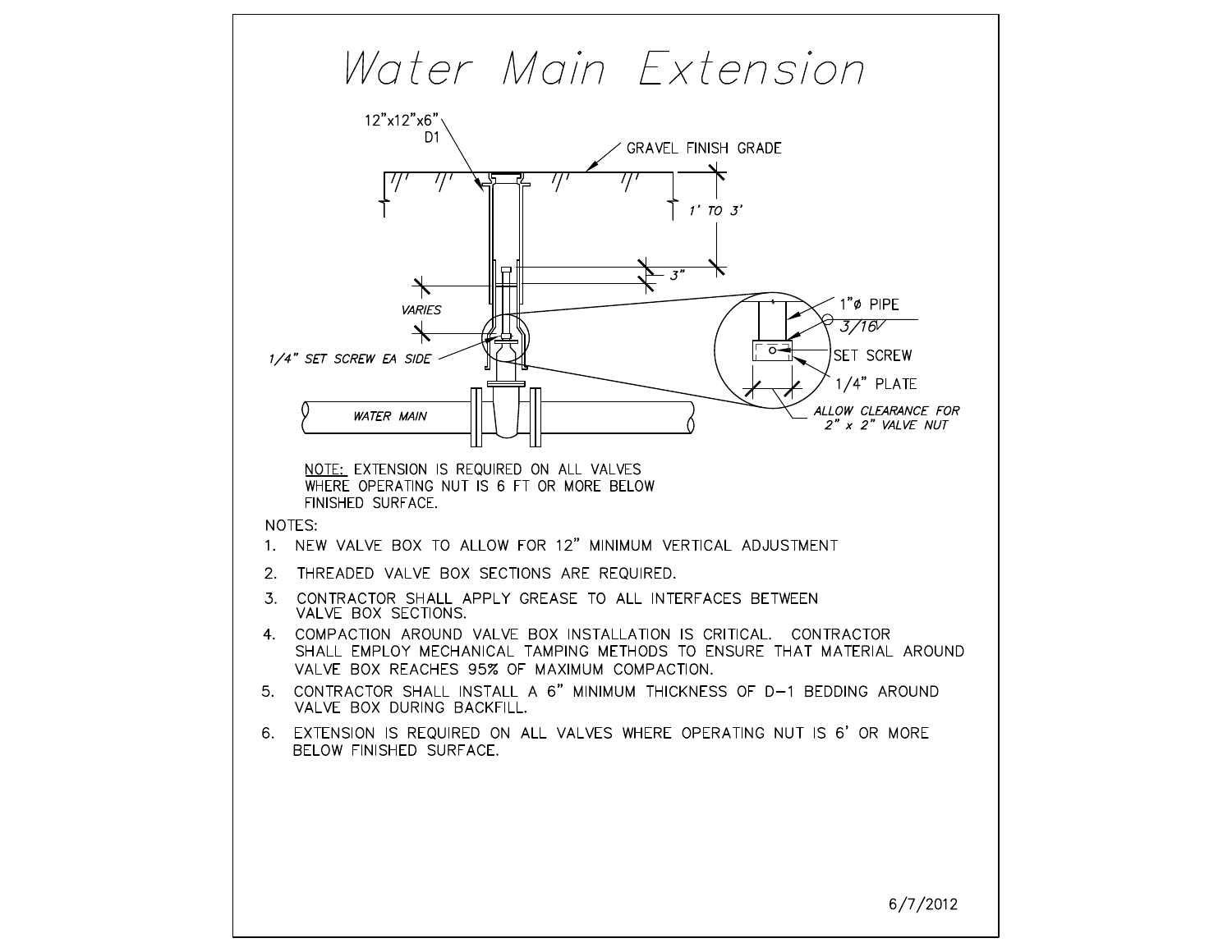# Water Main Extension

12"x12"x6"
D1

GRAVEL FINISH GRADE

1' TO 3'

3"

VARIES

1/4" SET SCREW EA SIDE

WATER MAIN

1"ø PIPE

3/16

SET SCREW

1/4" PLATE

ALLOW CLEARANCE FOR
2" x 2" VALVE NUT

NOTE: EXTENSION IS REQUIRED ON ALL VALVES WHERE OPERATING NUT IS 6 FT OR MORE BELOW FINISHED SURFACE.

NOTES:

1. NEW VALVE BOX TO ALLOW FOR 12" MINIMUM VERTICAL ADJUSTMENT
2. THREADED VALVE BOX SECTIONS ARE REQUIRED.
3. CONTRACTOR SHALL APPLY GREASE TO ALL INTERFACES BETWEEN VALVE BOX SECTIONS.
4. COMPACTION AROUND VALVE BOX INSTALLATION IS CRITICAL. CONTRACTOR SHALL EMPLOY MECHANICAL TAMPING METHODS TO ENSURE THAT MATERIAL AROUND VALVE BOX REACHES 95% OF MAXIMUM COMPACTION.
5. CONTRACTOR SHALL INSTALL A 6" MINIMUM THICKNESS OF D–1 BEDDING AROUND VALVE BOX DURING BACKFILL.
6. EXTENSION IS REQUIRED ON ALL VALVES WHERE OPERATING NUT IS 6' OR MORE BELOW FINISHED SURFACE.

6/7/2012